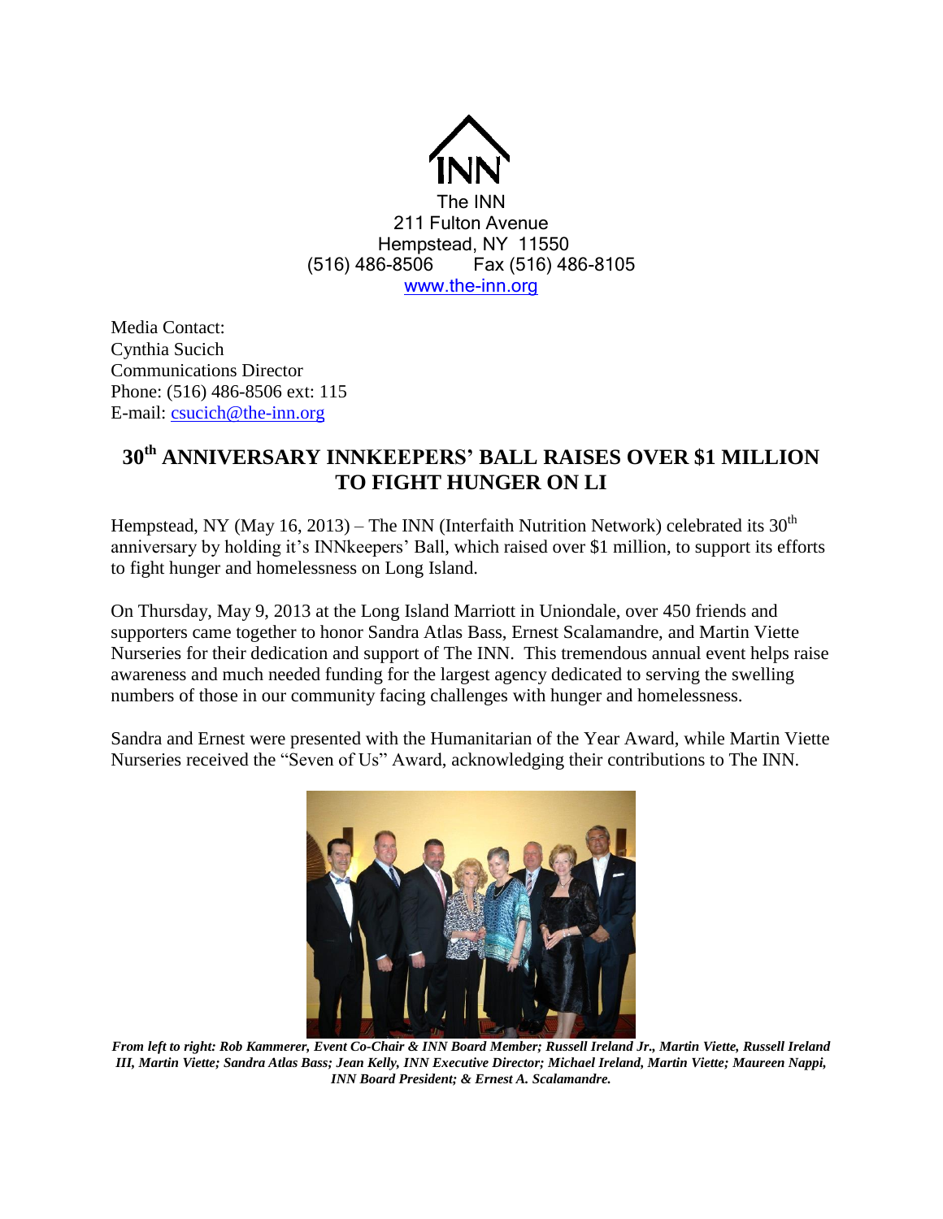INN

The INN
211 Fulton Avenue
Hempstead, NY 11550
(516) 486-8506 Fax (516) 486-8105
www.the-inn.org

Media Contact:
Cynthia Sucich
Communications Director
Phone: (516) 486-8506 ext: 115
E-mail: csucich@the-inn.org

# 30th ANNIVERSARY INNKEEPERS' BALL RAISES OVER $1 MILLION TO FIGHT HUNGER ON LI

Hempstead, NY (May 16, 2013) – The INN (Interfaith Nutrition Network) celebrated its 30th anniversary by holding it's INNkeepers' Ball, which raised over $1 million, to support its efforts to fight hunger and homelessness on Long Island.

On Thursday, May 9, 2013 at the Long Island Marriott in Uniondale, over 450 friends and supporters came together to honor Sandra Atlas Bass, Ernest Scalamandre, and Martin Viette Nurseries for their dedication and support of The INN. This tremendous annual event helps raise awareness and much needed funding for the largest agency dedicated to serving the swelling numbers of those in our community facing challenges with hunger and homelessness.

Sandra and Ernest were presented with the Humanitarian of the Year Award, while Martin Viette Nurseries received the "Seven of Us" Award, acknowledging their contributions to The INN.

***From left to right: Rob Kammerer, Event Co-Chair & INN Board Member; Russell Ireland Jr., Martin Viette, Russell Ireland III, Martin Viette; Sandra Atlas Bass; Jean Kelly, INN Executive Director; Michael Ireland, Martin Viette; Maureen Nappi, INN Board President; & Ernest A. Scalamandre.***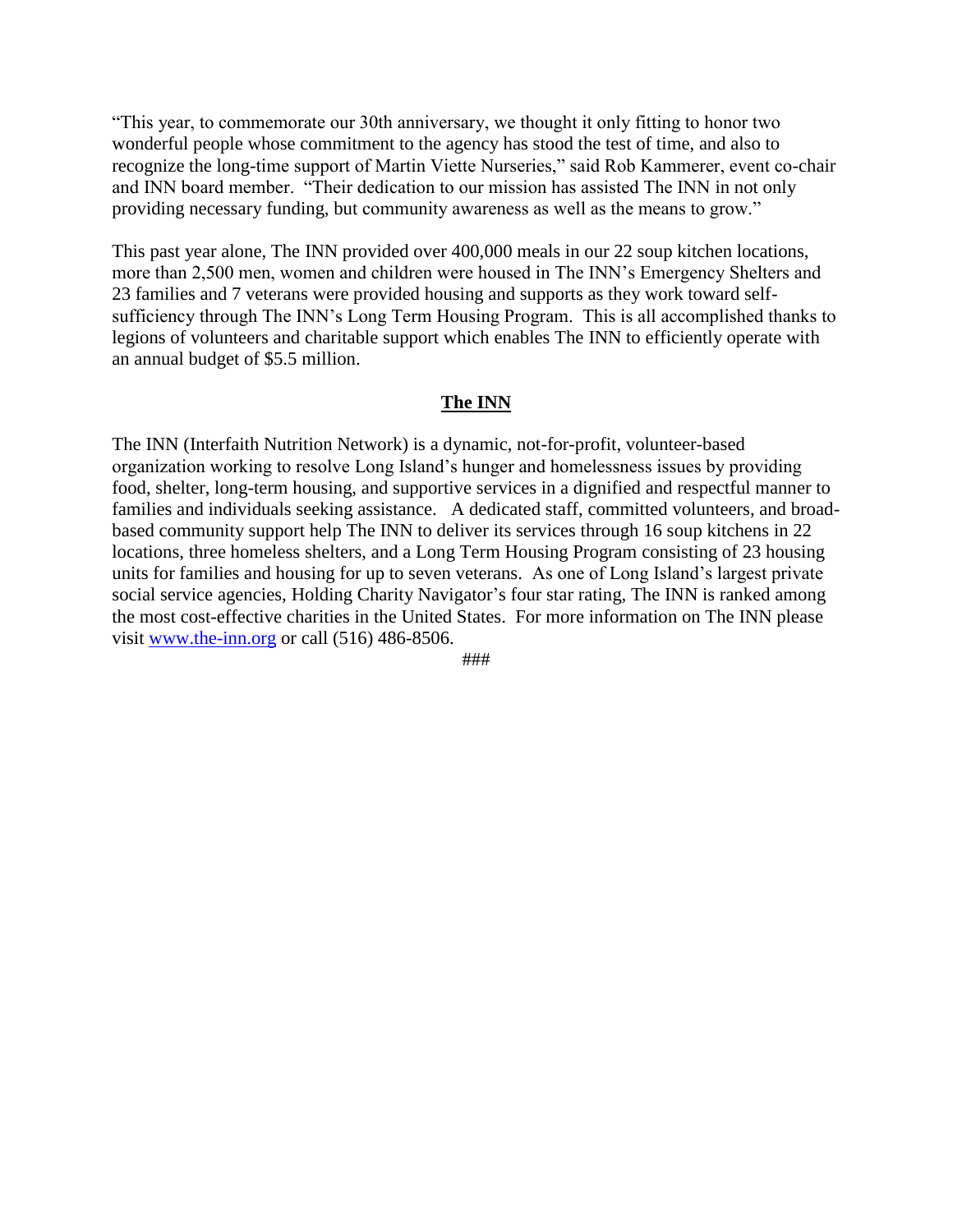"This year, to commemorate our 30th anniversary, we thought it only fitting to honor two wonderful people whose commitment to the agency has stood the test of time, and also to recognize the long-time support of Martin Viette Nurseries," said Rob Kammerer, event co-chair and INN board member. "Their dedication to our mission has assisted The INN in not only providing necessary funding, but community awareness as well as the means to grow."

This past year alone, The INN provided over 400,000 meals in our 22 soup kitchen locations, more than 2,500 men, women and children were housed in The INN's Emergency Shelters and 23 families and 7 veterans were provided housing and supports as they work toward self-sufficiency through The INN's Long Term Housing Program. This is all accomplished thanks to legions of volunteers and charitable support which enables The INN to efficiently operate with an annual budget of $5.5 million.

## The INN

The INN (Interfaith Nutrition Network) is a dynamic, not-for-profit, volunteer-based organization working to resolve Long Island's hunger and homelessness issues by providing food, shelter, long-term housing, and supportive services in a dignified and respectful manner to families and individuals seeking assistance. A dedicated staff, committed volunteers, and broad-based community support help The INN to deliver its services through 16 soup kitchens in 22 locations, three homeless shelters, and a Long Term Housing Program consisting of 23 housing units for families and housing for up to seven veterans. As one of Long Island's largest private social service agencies, Holding Charity Navigator's four star rating, The INN is ranked among the most cost-effective charities in the United States. For more information on The INN please visit [www.the-inn.org](http://www.the-inn.org) or call (516) 486-8506.

###